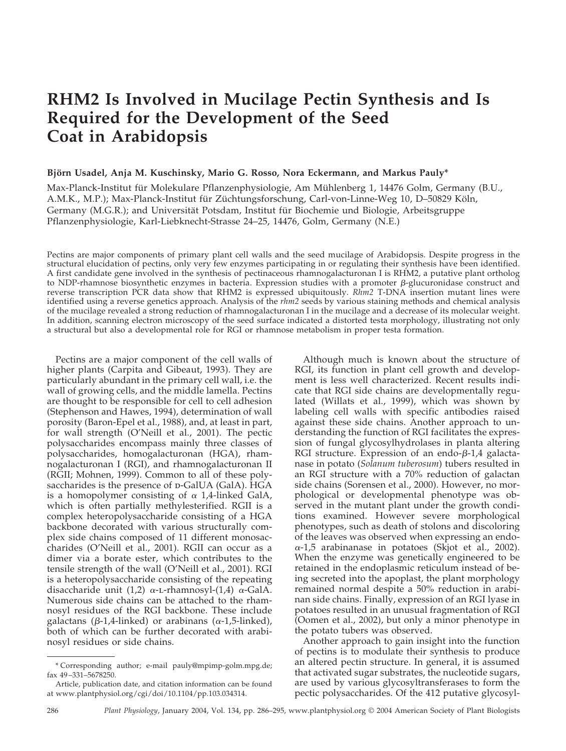# RHM2 Is Involved in Mucilage Pectin Synthesis and Is Required for the Development of the Seed Coat in Arabidopsis

**Björn Usadel, Anja M. Kuschinsky, Mario G. Rosso, Nora Eckermann, and Markus Pauly***

Max-Planck-Institut für Molekulare Pflanzenphysiologie, Am Mühlenberg 1, 14476 Golm, Germany (B.U., A.M.K., M.P.); Max-Planck-Institut für Züchtungsforschung, Carl-von-Linne-Weg 10, D–50829 Köln, Germany (M.G.R.); and Universität Potsdam, Institut für Biochemie und Biologie, Arbeitsgruppe Pflanzenphysiologie, Karl-Liebknecht-Strasse 24–25, 14476, Golm, Germany (N.E.)

Pectins are major components of primary plant cell walls and the seed mucilage of Arabidopsis. Despite progress in the structural elucidation of pectins, only very few enzymes participating in or regulating their synthesis have been identified. A first candidate gene involved in the synthesis of pectinaceous rhamnogalacturonan I is RHM2, a putative plant ortholog to NDP-rhamnose biosynthetic enzymes in bacteria. Expression studies with a promoter β-glucuronidase construct and reverse transcription PCR data show that RHM2 is expressed ubiquitously. *Rhm2* T-DNA insertion mutant lines were identified using a reverse genetics approach. Analysis of the *rhm2* seeds by various staining methods and chemical analysis of the mucilage revealed a strong reduction of rhamnogalacturonan I in the mucilage and a decrease of its molecular weight. In addition, scanning electron microscopy of the seed surface indicated a distorted testa morphology, illustrating not only a structural but also a developmental role for RGI or rhamnose metabolism in proper testa formation.

Pectins are a major component of the cell walls of higher plants (Carpita and Gibeaut, 1993). They are particularly abundant in the primary cell wall, i.e. the wall of growing cells, and the middle lamella. Pectins are thought to be responsible for cell to cell adhesion (Stephenson and Hawes, 1994), determination of wall porosity (Baron-Epel et al., 1988), and, at least in part, for wall strength (O'Neill et al., 2001). The pectic polysaccharides encompass mainly three classes of polysaccharides, homogalacturonan (HGA), rhamnogalacturonan I (RGI), and rhamnogalacturonan II (RGII; Mohnen, 1999). Common to all of these polysaccharides is the presence of D-GalUA (GalA). HGA is a homopolymer consisting of α 1,4-linked GalA, which is often partially methylesterified. RGII is a complex heteropolysaccharide consisting of a HGA backbone decorated with various structurally complex side chains composed of 11 different monosaccharides (O'Neill et al., 2001). RGII can occur as a dimer via a borate ester, which contributes to the tensile strength of the wall (O'Neill et al., 2001). RGI is a heteropolysaccharide consisting of the repeating disaccharide unit (1,2) α-L-rhamnosyl-(1,4) α-GalA. Numerous side chains can be attached to the rhamnosyl residues of the RGI backbone. These include galactans (β-1,4-linked) or arabinans (α-1,5-linked), both of which can be further decorated with arabinosyl residues or side chains.

Although much is known about the structure of RGI, its function in plant cell growth and development is less well characterized. Recent results indicate that RGI side chains are developmentally regulated (Willats et al., 1999), which was shown by labeling cell walls with specific antibodies raised against these side chains. Another approach to understanding the function of RGI facilitates the expression of fungal glycosylhydrolases in planta altering RGI structure. Expression of an endo-β-1,4 galactanase in potato (*Solanum tuberosum*) tubers resulted in an RGI structure with a 70% reduction of galactan side chains (Sorensen et al., 2000). However, no morphological or developmental phenotype was observed in the mutant plant under the growth conditions examined. However severe morphological phenotypes, such as death of stolons and discoloring of the leaves was observed when expressing an endo-α-1,5 arabinanase in potatoes (Skjot et al., 2002). When the enzyme was genetically engineered to be retained in the endoplasmic reticulum instead of being secreted into the apoplast, the plant morphology remained normal despite a 50% reduction in arabinan side chains. Finally, expression of an RGI lyase in potatoes resulted in an unusual fragmentation of RGI (Oomen et al., 2002), but only a minor phenotype in the potato tubers was observed.

Another approach to gain insight into the function of pectins is to modulate their synthesis to produce an altered pectin structure. In general, it is assumed that activated sugar substrates, the nucleotide sugars, are used by various glycosyltransferases to form the pectic polysaccharides. Of the 412 putative glycosyl-

\* Corresponding author; e-mail pauly@mpimp-golm.mpg.de; fax 49–331–5678250.

Article, publication date, and citation information can be found at www.plantphysiol.org/cgi/doi/10.1104/pp.103.034314.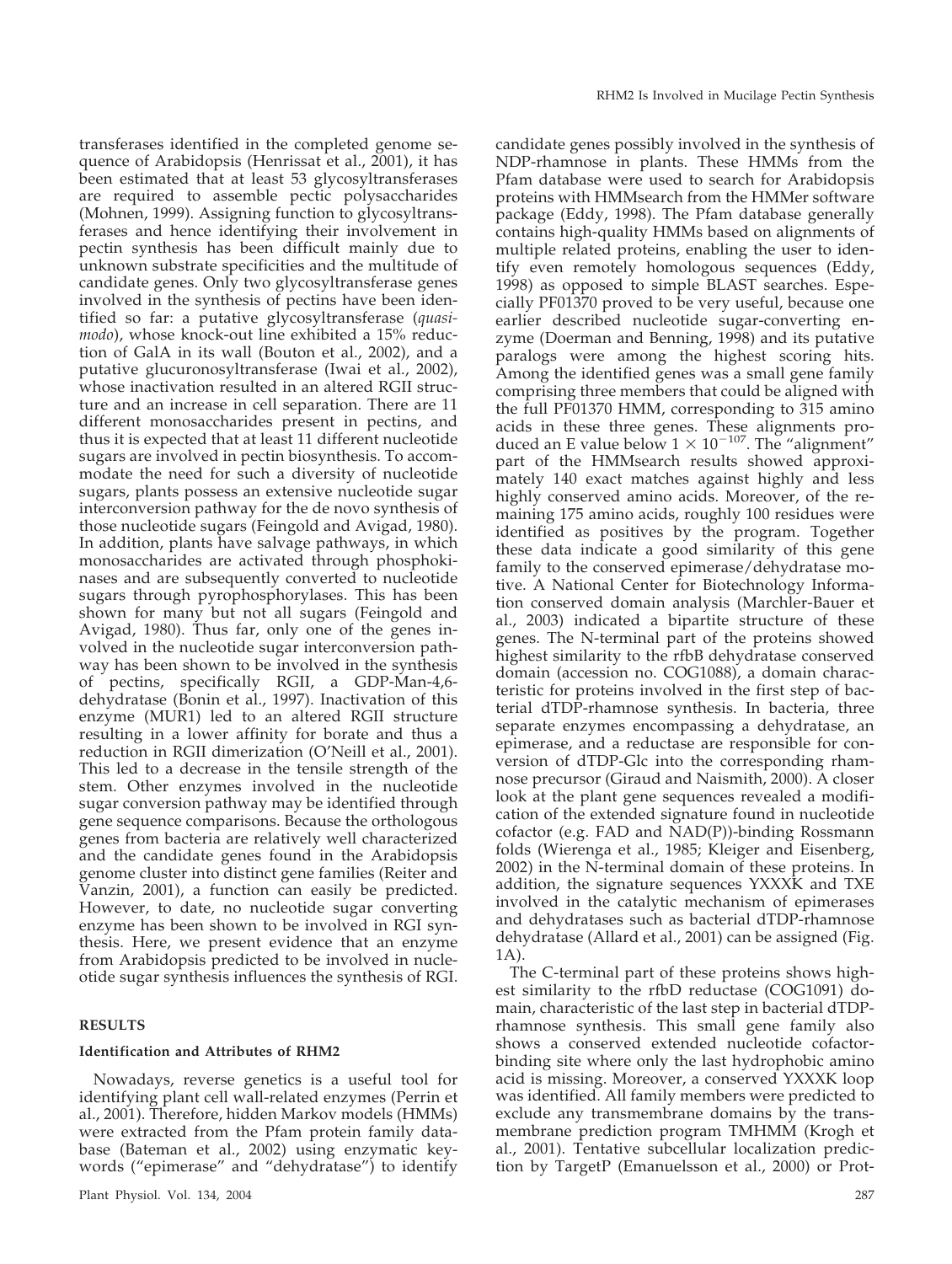transferases identified in the completed genome sequence of Arabidopsis (Henrissat et al., 2001), it has been estimated that at least 53 glycosyltransferases are required to assemble pectic polysaccharides (Mohnen, 1999). Assigning function to glycosyltransferases and hence identifying their involvement in pectin synthesis has been difficult mainly due to unknown substrate specificities and the multitude of candidate genes. Only two glycosyltransferase genes involved in the synthesis of pectins have been identified so far: a putative glycosyltransferase (*quasimodo*), whose knock-out line exhibited a 15% reduction of GalA in its wall (Bouton et al., 2002), and a putative glucuronosyltransferase (Iwai et al., 2002), whose inactivation resulted in an altered RGII structure and an increase in cell separation. There are 11 different monosaccharides present in pectins, and thus it is expected that at least 11 different nucleotide sugars are involved in pectin biosynthesis. To accommodate the need for such a diversity of nucleotide sugars, plants possess an extensive nucleotide sugar interconversion pathway for the de novo synthesis of those nucleotide sugars (Feingold and Avigad, 1980). In addition, plants have salvage pathways, in which monosaccharides are activated through phosphokinases and are subsequently converted to nucleotide sugars through pyrophosphorylases. This has been shown for many but not all sugars (Feingold and Avigad, 1980). Thus far, only one of the genes involved in the nucleotide sugar interconversion pathway has been shown to be involved in the synthesis of pectins, specifically RGII, a GDP-Man-4,6-dehydratase (Bonin et al., 1997). Inactivation of this enzyme (MUR1) led to an altered RGII structure resulting in a lower affinity for borate and thus a reduction in RGII dimerization (O'Neill et al., 2001). This led to a decrease in the tensile strength of the stem. Other enzymes involved in the nucleotide sugar conversion pathway may be identified through gene sequence comparisons. Because the orthologous genes from bacteria are relatively well characterized and the candidate genes found in the Arabidopsis genome cluster into distinct gene families (Reiter and Vanzin, 2001), a function can easily be predicted. However, to date, no nucleotide sugar converting enzyme has been shown to be involved in RGI synthesis. Here, we present evidence that an enzyme from Arabidopsis predicted to be involved in nucleotide sugar synthesis influences the synthesis of RGI.

## RESULTS

### Identification and Attributes of RHM2

Nowadays, reverse genetics is a useful tool for identifying plant cell wall-related enzymes (Perrin et al., 2001). Therefore, hidden Markov models (HMMs) were extracted from the Pfam protein family database (Bateman et al., 2002) using enzymatic keywords ("epimerase" and "dehydratase") to identify candidate genes possibly involved in the synthesis of NDP-rhamnose in plants. These HMMs from the Pfam database were used to search for Arabidopsis proteins with HMMsearch from the HMMer software package (Eddy, 1998). The Pfam database generally contains high-quality HMMs based on alignments of multiple related proteins, enabling the user to identify even remotely homologous sequences (Eddy, 1998) as opposed to simple BLAST searches. Especially PF01370 proved to be very useful, because one earlier described nucleotide sugar-converting enzyme (Doerman and Benning, 1998) and its putative paralogs were among the highest scoring hits. Among the identified genes was a small gene family comprising three members that could be aligned with the full PF01370 HMM, corresponding to 315 amino acids in these three genes. These alignments produced an E value below $1 \times 10^{-107}$. The "alignment" part of the HMMsearch results showed approximately 140 exact matches against highly and less highly conserved amino acids. Moreover, of the remaining 175 amino acids, roughly 100 residues were identified as positives by the program. Together these data indicate a good similarity of this gene family to the conserved epimerase/dehydratase motive. A National Center for Biotechnology Information conserved domain analysis (Marchler-Bauer et al., 2003) indicated a bipartite structure of these genes. The N-terminal part of the proteins showed highest similarity to the rfbB dehydratase conserved domain (accession no. COG1088), a domain characteristic for proteins involved in the first step of bacterial dTDP-rhamnose synthesis. In bacteria, three separate enzymes encompassing a dehydratase, an epimerase, and a reductase are responsible for conversion of dTDP-Glc into the corresponding rhamnose precursor (Giraud and Naismith, 2000). A closer look at the plant gene sequences revealed a modification of the extended signature found in nucleotide cofactor (e.g. FAD and NAD(P))-binding Rossmann folds (Wierenga et al., 1985; Kleiger and Eisenberg, 2002) in the N-terminal domain of these proteins. In addition, the signature sequences YXXXK and TXE involved in the catalytic mechanism of epimerases and dehydratases such as bacterial dTDP-rhamnose dehydratase (Allard et al., 2001) can be assigned (Fig. 1A).

The C-terminal part of these proteins shows highest similarity to the rfbD reductase (COG1091) domain, characteristic of the last step in bacterial dTDP-rhamnose synthesis. This small gene family also shows a conserved extended nucleotide cofactor-binding site where only the last hydrophobic amino acid is missing. Moreover, a conserved YXXXK loop was identified. All family members were predicted to exclude any transmembrane domains by the transmembrane prediction program TMHMM (Krogh et al., 2001). Tentative subcellular localization prediction by TargetP (Emanuelsson et al., 2000) or Prot-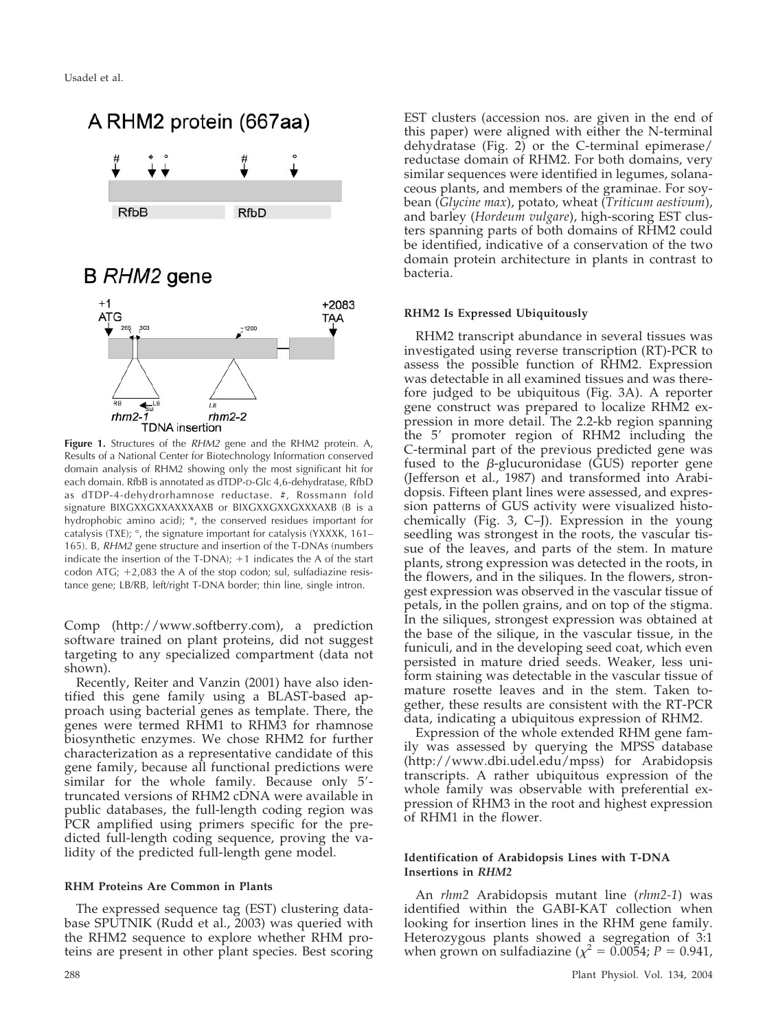Figure 1. Structures of the *RHM2* gene and the RHM2 protein. A, Results of a National Center for Biotechnology Information conserved domain analysis of RHM2 showing only the most significant hit for each domain. RfbB is annotated as dTDP-D-Glc 4,6-dehydratase, RfbD as dTDP-4-dehydrorhamnose reductase. #, Rossmann fold signature BIXGXXGXXAXXXXAXB or BIXGXXGXXGXXXXAXB (B is a hydrophobic amino acid); *, the conserved residues important for catalysis (TXE); °, the signature important for catalysis (YXXXK, 161–165). B, *RHM2* gene structure and insertion of the T-DNAs (numbers indicate the insertion of the T-DNA); +1 indicates the A of the start codon ATG; +2,083 the A of the stop codon; sul, sulfadiazine resistance gene; LB/RB, left/right T-DNA border; thin line, single intron.

Comp (http://www.softberry.com), a prediction software trained on plant proteins, did not suggest targeting to any specialized compartment (data not shown).

Recently, Reiter and Vanzin (2001) have also identified this gene family using a BLAST-based approach using bacterial genes as template. There, the genes were termed RHM1 to RHM3 for rhamnose biosynthetic enzymes. We chose RHM2 for further characterization as a representative candidate of this gene family, because all functional predictions were similar for the whole family. Because only 5′-truncated versions of RHM2 cDNA were available in public databases, the full-length coding region was PCR amplified using primers specific for the predicted full-length coding sequence, proving the validity of the predicted full-length gene model.

#### RHM Proteins Are Common in Plants

The expressed sequence tag (EST) clustering database SPUTNIK (Rudd et al., 2003) was queried with the RHM2 sequence to explore whether RHM proteins are present in other plant species. Best scoring EST clusters (accession nos. are given in the end of this paper) were aligned with either the N-terminal dehydratase (Fig. 2) or the C-terminal epimerase/reductase domain of RHM2. For both domains, very similar sequences were identified in legumes, solanaceous plants, and members of the graminae. For soybean (*Glycine max*), potato, wheat (*Triticum aestivum*), and barley (*Hordeum vulgare*), high-scoring EST clusters spanning parts of both domains of RHM2 could be identified, indicative of a conservation of the two domain protein architecture in plants in contrast to bacteria.

#### RHM2 Is Expressed Ubiquitously

RHM2 transcript abundance in several tissues was investigated using reverse transcription (RT)-PCR to assess the possible function of RHM2. Expression was detectable in all examined tissues and was therefore judged to be ubiquitous (Fig. 3A). A reporter gene construct was prepared to localize RHM2 expression in more detail. The 2.2-kb region spanning the 5′ promoter region of RHM2 including the C-terminal part of the previous predicted gene was fused to the β-glucuronidase (GUS) reporter gene (Jefferson et al., 1987) and transformed into Arabidopsis. Fifteen plant lines were assessed, and expression patterns of GUS activity were visualized histochemically (Fig. 3, C–J). Expression in the young seedling was strongest in the roots, the vascular tissue of the leaves, and parts of the stem. In mature plants, strong expression was detected in the roots, in the flowers, and in the siliques. In the flowers, strongest expression was observed in the vascular tissue of petals, in the pollen grains, and on top of the stigma. In the siliques, strongest expression was obtained at the base of the silique, in the vascular tissue, in the funiculi, and in the developing seed coat, which even persisted in mature dried seeds. Weaker, less uniform staining was detectable in the vascular tissue of mature rosette leaves and in the stem. Taken together, these results are consistent with the RT-PCR data, indicating a ubiquitous expression of RHM2.

Expression of the whole extended RHM gene family was assessed by querying the MPSS database (http://www.dbi.udel.edu/mpss) for Arabidopsis transcripts. A rather ubiquitous expression of the whole family was observable with preferential expression of RHM3 in the root and highest expression of RHM1 in the flower.

#### Identification of Arabidopsis Lines with T-DNA Insertions in *RHM2*

An *rhm2* Arabidopsis mutant line (*rhm2-1*) was identified within the GABI-KAT collection when looking for insertion lines in the RHM gene family. Heterozygous plants showed a segregation of 3:1 when grown on sulfadiazine ($\chi^2 = 0.0054$; $P = 0.941$,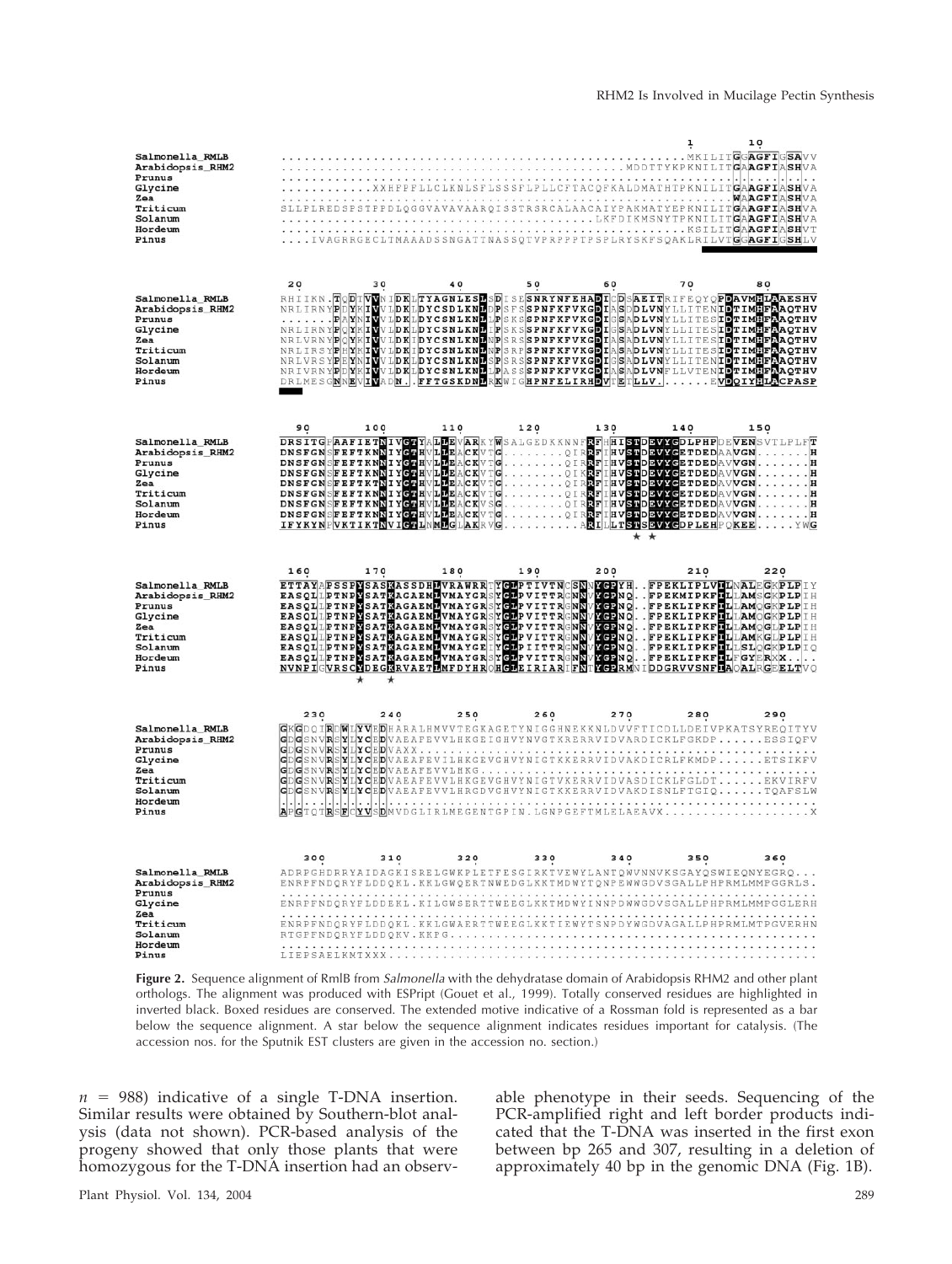**Figure 2.** Sequence alignment of RmlB from *Salmonella* with the dehydratase domain of Arabidopsis RHM2 and other plant orthologs. The alignment was produced with ESPript (Gouet et al., 1999). Totally conserved residues are highlighted in inverted black. Boxed residues are conserved. The extended motive indicative of a Rossman fold is represented as a bar below the sequence alignment. A star below the sequence alignment indicates residues important for catalysis. (The accession nos. for the Sputnik EST clusters are given in the accession no. section.)

$n$ = 988) indicative of a single T-DNA insertion. Similar results were obtained by Southern-blot analysis (data not shown). PCR-based analysis of the progeny showed that only those plants that were homozygous for the T-DNA insertion had an observable phenotype in their seeds. Sequencing of the PCR-amplified right and left border products indicated that the T-DNA was inserted in the first exon between bp 265 and 307, resulting in a deletion of approximately 40 bp in the genomic DNA (Fig. 1B).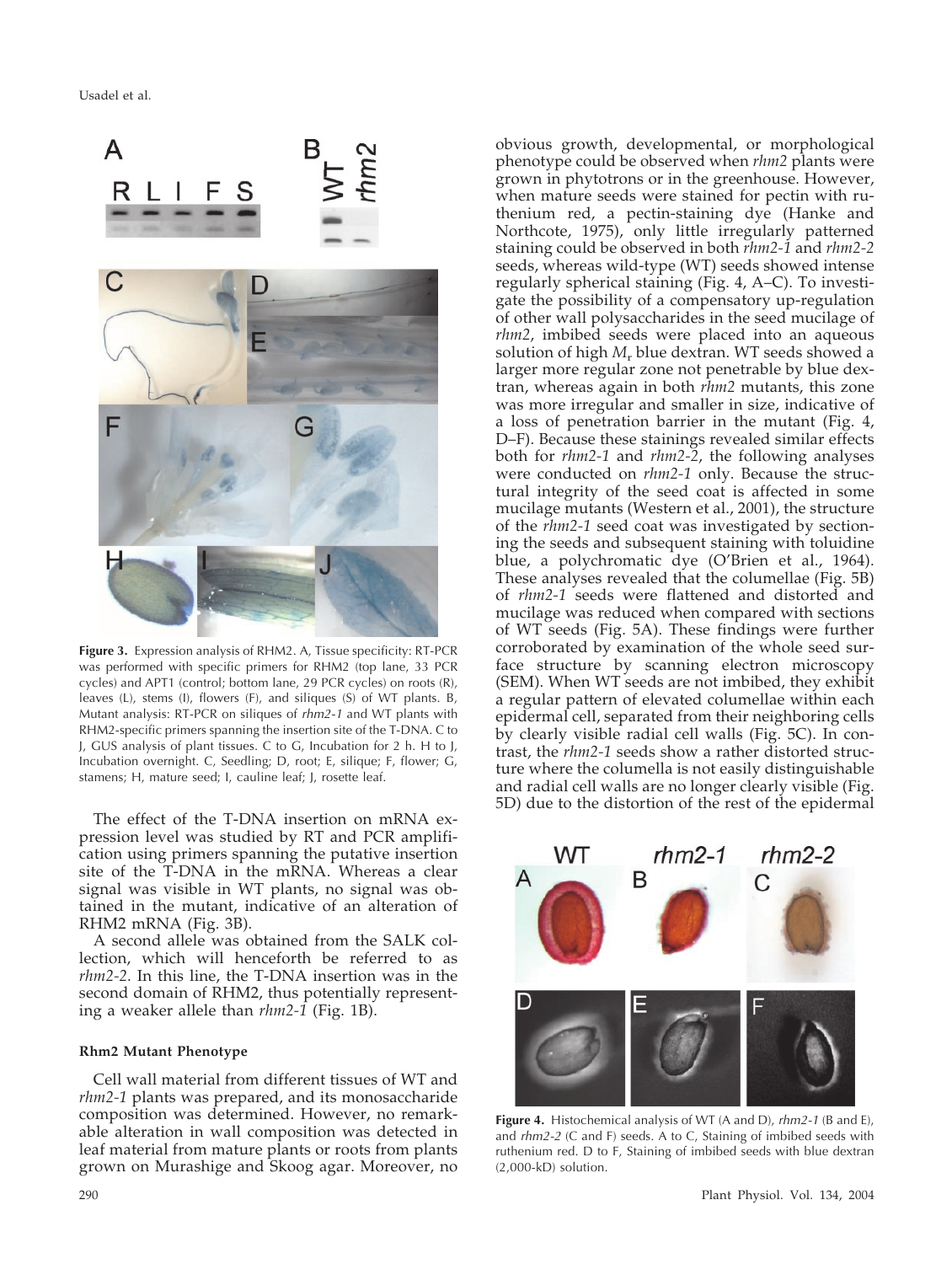**Figure 3.** Expression analysis of RHM2. A, Tissue specificity: RT-PCR was performed with specific primers for RHM2 (top lane, 33 PCR cycles) and APT1 (control; bottom lane, 29 PCR cycles) on roots (R), leaves (L), stems (I), flowers (F), and siliques (S) of WT plants. B, Mutant analysis: RT-PCR on siliques of *rhm2-1* and WT plants with RHM2-specific primers spanning the insertion site of the T-DNA. C to J, GUS analysis of plant tissues. C to G, Incubation for 2 h. H to J, Incubation overnight. C, Seedling; D, root; E, silique; F, flower; G, stamens; H, mature seed; I, cauline leaf; J, rosette leaf.

The effect of the T-DNA insertion on mRNA expression level was studied by RT and PCR amplification using primers spanning the putative insertion site of the T-DNA in the mRNA. Whereas a clear signal was visible in WT plants, no signal was obtained in the mutant, indicative of an alteration of RHM2 mRNA (Fig. 3B).

A second allele was obtained from the SALK collection, which will henceforth be referred to as *rhm2-2*. In this line, the T-DNA insertion was in the second domain of RHM2, thus potentially representing a weaker allele than *rhm2-1* (Fig. 1B).

### Rhm2 Mutant Phenotype

Cell wall material from different tissues of WT and *rhm2-1* plants was prepared, and its monosaccharide composition was determined. However, no remarkable alteration in wall composition was detected in leaf material from mature plants or roots from plants grown on Murashige and Skoog agar. Moreover, no obvious growth, developmental, or morphological phenotype could be observed when *rhm2* plants were grown in phytotrons or in the greenhouse. However, when mature seeds were stained for pectin with ruthenium red, a pectin-staining dye (Hanke and Northcote, 1975), only little irregularly patterned staining could be observed in both *rhm2-1* and *rhm2-2* seeds, whereas wild-type (WT) seeds showed intense regularly spherical staining (Fig. 4, A–C). To investigate the possibility of a compensatory up-regulation of other wall polysaccharides in the seed mucilage of *rhm2*, imbibed seeds were placed into an aqueous solution of high $M_r$ blue dextran. WT seeds showed a larger more regular zone not penetrable by blue dextran, whereas again in both *rhm2* mutants, this zone was more irregular and smaller in size, indicative of a loss of penetration barrier in the mutant (Fig. 4, D–F). Because these stainings revealed similar effects both for *rhm2-1* and *rhm2-2*, the following analyses were conducted on *rhm2-1* only. Because the structural integrity of the seed coat is affected in some mucilage mutants (Western et al., 2001), the structure of the *rhm2-1* seed coat was investigated by sectioning the seeds and subsequent staining with toluidine blue, a polychromatic dye (O'Brien et al., 1964). These analyses revealed that the columellae (Fig. 5B) of *rhm2-1* seeds were flattened and distorted and mucilage was reduced when compared with sections of WT seeds (Fig. 5A). These findings were further corroborated by examination of the whole seed surface structure by scanning electron microscopy (SEM). When WT seeds are not imbibed, they exhibit a regular pattern of elevated columellae within each epidermal cell, separated from their neighboring cells by clearly visible radial cell walls (Fig. 5C). In contrast, the *rhm2-1* seeds show a rather distorted structure where the columella is not easily distinguishable and radial cell walls are no longer clearly visible (Fig. 5D) due to the distortion of the rest of the epidermal

**Figure 4.** Histochemical analysis of WT (A and D), *rhm2-1* (B and E), and *rhm2-2* (C and F) seeds. A to C, Staining of imbibed seeds with ruthenium red. D to F, Staining of imbibed seeds with blue dextran (2,000-kD) solution.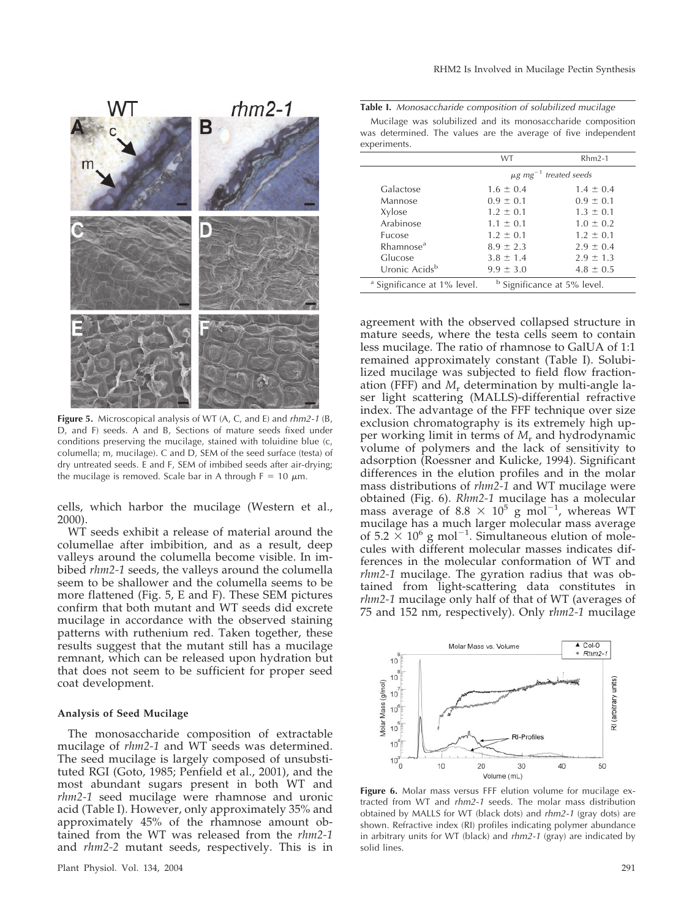**Figure 5.** Microscopical analysis of WT (A, C, and E) and *rhm2-1* (B, D, and F) seeds. A and B, Sections of mature seeds fixed under conditions preserving the mucilage, stained with toluidine blue (c, columella; m, mucilage). C and D, SEM of the seed surface (testa) of dry untreated seeds. E and F, SEM of imbibed seeds after air-drying; the mucilage is removed. Scale bar in A through F = 10 μm.

cells, which harbor the mucilage (Western et al., 2000).

WT seeds exhibit a release of material around the columellae after imbibition, and as a result, deep valleys around the columella become visible. In imbibed *rhm2-1* seeds, the valleys around the columella seem to be shallower and the columella seems to be more flattened (Fig. 5, E and F). These SEM pictures confirm that both mutant and WT seeds did excrete mucilage in accordance with the observed staining patterns with ruthenium red. Taken together, these results suggest that the mutant still has a mucilage remnant, which can be released upon hydration but that does not seem to be sufficient for proper seed coat development.

### Analysis of Seed Mucilage

The monosaccharide composition of extractable mucilage of *rhm2-1* and WT seeds was determined. The seed mucilage is largely composed of unsubstituted RGI (Goto, 1985; Penfield et al., 2001), and the most abundant sugars present in both WT and *rhm2-1* seed mucilage were rhamnose and uronic acid (Table I). However, only approximately 35% and approximately 45% of the rhamnose amount obtained from the WT was released from the *rhm2-1* and *rhm2-2* mutant seeds, respectively. This is in agreement with the observed collapsed structure in mature seeds, where the testa cells seem to contain less mucilage. The ratio of rhamnose to GalUA of 1:1 remained approximately constant (Table I). Solubilized mucilage was subjected to field flow fractionation (FFF) and $M_r$ determination by multi-angle laser light scattering (MALLS)-differential refractive index. The advantage of the FFF technique over size exclusion chromatography is its extremely high upper working limit in terms of $M_r$ and hydrodynamic volume of polymers and the lack of sensitivity to adsorption (Roessner and Kulicke, 1994). Significant differences in the elution profiles and in the molar mass distributions of *rhm2-1* and WT mucilage were obtained (Fig. 6). *Rhm2-1* mucilage has a molecular mass average of $8.8 \times 10^5$ g mol$^{-1}$, whereas WT mucilage has a much larger molecular mass average of $5.2 \times 10^6$ g mol$^{-1}$. Simultaneous elution of molecules with different molecular masses indicates differences in the molecular conformation of WT and *rhm2-1* mucilage. The gyration radius that was obtained from light-scattering data constitutes in *rhm2-1* mucilage only half of that of WT (averages of 75 and 152 nm, respectively). Only *rhm2-1* mucilage

**Table I.** *Monosaccharide composition of solubilized mucilage*

Mucilage was solubilized and its monosaccharide composition was determined. The values are the average of five independent experiments.

| | WT | Rhm2-1 |
|---|---|---|
| | $\mu g\ mg^{-1}$ *treated seeds* | |
| Galactose | 1.6 ± 0.4 | 1.4 ± 0.4 |
| Mannose | 0.9 ± 0.1 | 0.9 ± 0.1 |
| Xylose | 1.2 ± 0.1 | 1.3 ± 0.1 |
| Arabinose | 1.1 ± 0.1 | 1.0 ± 0.2 |
| Fucose | 1.2 ± 0.1 | 1.2 ± 0.1 |
| Rhamnose[a] | 8.9 ± 2.3 | 2.9 ± 0.4 |
| Glucose | 3.8 ± 1.4 | 2.9 ± 1.3 |
| Uronic Acids[b] | 9.9 ± 3.0 | 4.8 ± 0.5 |

[a] Significance at 1% level. [b] Significance at 5% level.

**Figure 6.** Molar mass versus FFF elution volume for mucilage extracted from WT and *rhm2-1* seeds. The molar mass distribution obtained by MALLS for WT (black dots) and *rhm2-1* (gray dots) are shown. Refractive index (RI) profiles indicating polymer abundance in arbitrary units for WT (black) and *rhm2-1* (gray) are indicated by solid lines.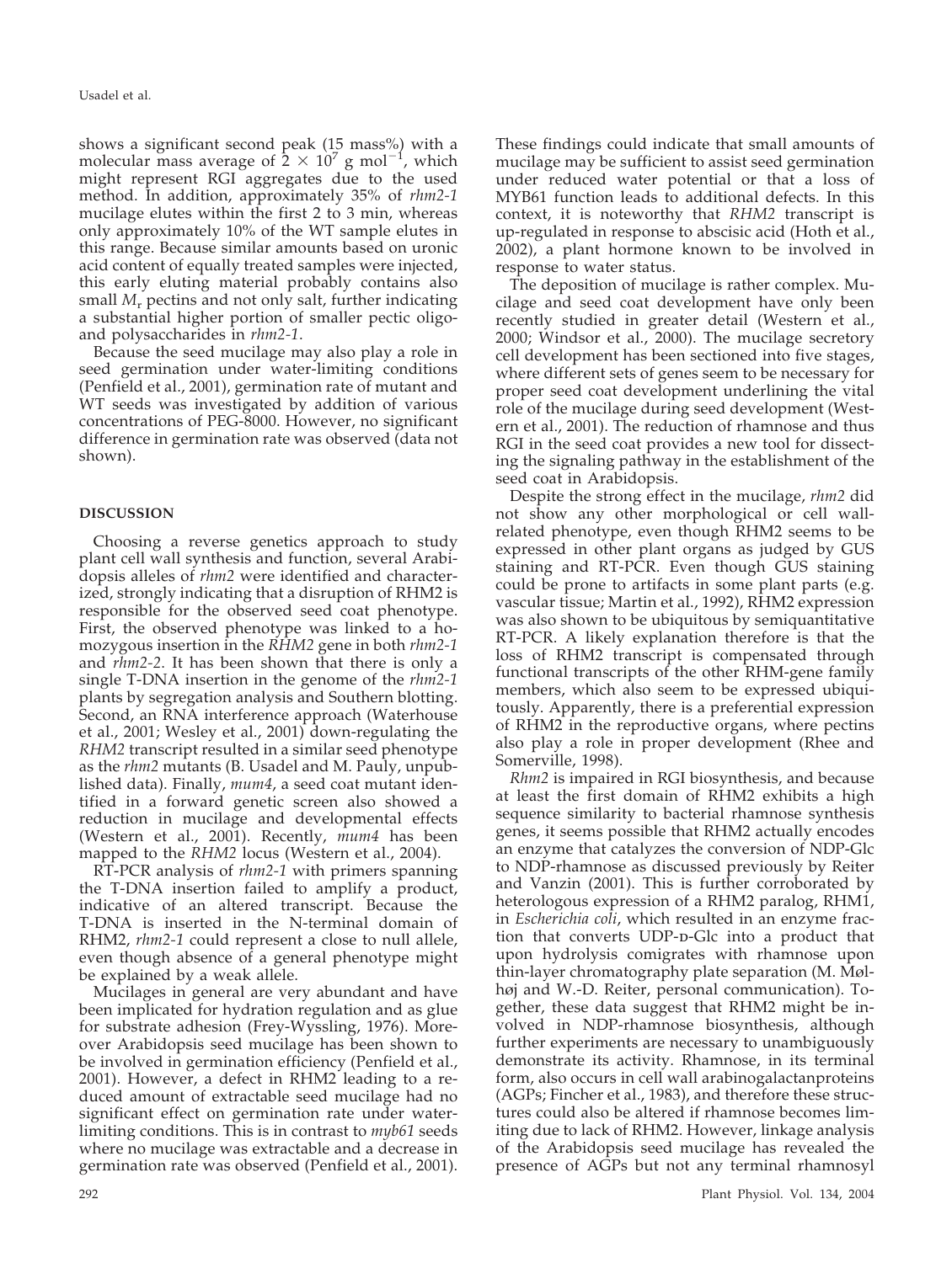shows a significant second peak (15 mass%) with a molecular mass average of $2 \times 10^7$ g mol$^{-1}$, which might represent RGI aggregates due to the used method. In addition, approximately 35% of *rhm2-1* mucilage elutes within the first 2 to 3 min, whereas only approximately 10% of the WT sample elutes in this range. Because similar amounts based on uronic acid content of equally treated samples were injected, this early eluting material probably contains also small $M_r$ pectins and not only salt, further indicating a substantial higher portion of smaller pectic oligo- and polysaccharides in *rhm2-1*.

Because the seed mucilage may also play a role in seed germination under water-limiting conditions (Penfield et al., 2001), germination rate of mutant and WT seeds was investigated by addition of various concentrations of PEG-8000. However, no significant difference in germination rate was observed (data not shown).

## DISCUSSION

Choosing a reverse genetics approach to study plant cell wall synthesis and function, several Arabidopsis alleles of *rhm2* were identified and characterized, strongly indicating that a disruption of RHM2 is responsible for the observed seed coat phenotype. First, the observed phenotype was linked to a homozygous insertion in the *RHM2* gene in both *rhm2-1* and *rhm2-2*. It has been shown that there is only a single T-DNA insertion in the genome of the *rhm2-1* plants by segregation analysis and Southern blotting. Second, an RNA interference approach (Waterhouse et al., 2001; Wesley et al., 2001) down-regulating the *RHM2* transcript resulted in a similar seed phenotype as the *rhm2* mutants (B. Usadel and M. Pauly, unpublished data). Finally, *mum4*, a seed coat mutant identified in a forward genetic screen also showed a reduction in mucilage and developmental effects (Western et al., 2001). Recently, *mum4* has been mapped to the *RHM2* locus (Western et al., 2004).

RT-PCR analysis of *rhm2-1* with primers spanning the T-DNA insertion failed to amplify a product, indicative of an altered transcript. Because the T-DNA is inserted in the N-terminal domain of RHM2, *rhm2-1* could represent a close to null allele, even though absence of a general phenotype might be explained by a weak allele.

Mucilages in general are very abundant and have been implicated for hydration regulation and as glue for substrate adhesion (Frey-Wyssling, 1976). Moreover Arabidopsis seed mucilage has been shown to be involved in germination efficiency (Penfield et al., 2001). However, a defect in RHM2 leading to a reduced amount of extractable seed mucilage had no significant effect on germination rate under water-limiting conditions. This is in contrast to *myb61* seeds where no mucilage was extractable and a decrease in germination rate was observed (Penfield et al., 2001). These findings could indicate that small amounts of mucilage may be sufficient to assist seed germination under reduced water potential or that a loss of MYB61 function leads to additional defects. In this context, it is noteworthy that *RHM2* transcript is up-regulated in response to abscisic acid (Hoth et al., 2002), a plant hormone known to be involved in response to water status.

The deposition of mucilage is rather complex. Mucilage and seed coat development have only been recently studied in greater detail (Western et al., 2000; Windsor et al., 2000). The mucilage secretory cell development has been sectioned into five stages, where different sets of genes seem to be necessary for proper seed coat development underlining the vital role of the mucilage during seed development (Western et al., 2001). The reduction of rhamnose and thus RGI in the seed coat provides a new tool for dissecting the signaling pathway in the establishment of the seed coat in Arabidopsis.

Despite the strong effect in the mucilage, *rhm2* did not show any other morphological or cell wall-related phenotype, even though RHM2 seems to be expressed in other plant organs as judged by GUS staining and RT-PCR. Even though GUS staining could be prone to artifacts in some plant parts (e.g. vascular tissue; Martin et al., 1992), RHM2 expression was also shown to be ubiquitous by semiquantitative RT-PCR. A likely explanation therefore is that the loss of RHM2 transcript is compensated through functional transcripts of the other RHM-gene family members, which also seem to be expressed ubiquitously. Apparently, there is a preferential expression of RHM2 in the reproductive organs, where pectins also play a role in proper development (Rhee and Somerville, 1998).

*Rhm2* is impaired in RGI biosynthesis, and because at least the first domain of RHM2 exhibits a high sequence similarity to bacterial rhamnose synthesis genes, it seems possible that RHM2 actually encodes an enzyme that catalyzes the conversion of NDP-Glc to NDP-rhamnose as discussed previously by Reiter and Vanzin (2001). This is further corroborated by heterologous expression of a RHM2 paralog, RHM1, in *Escherichia coli*, which resulted in an enzyme fraction that converts UDP-D-Glc into a product that upon hydrolysis comigrates with rhamnose upon thin-layer chromatography plate separation (M. Mølhøj and W.-D. Reiter, personal communication). Together, these data suggest that RHM2 might be involved in NDP-rhamnose biosynthesis, although further experiments are necessary to unambiguously demonstrate its activity. Rhamnose, in its terminal form, also occurs in cell wall arabinogalactanproteins (AGPs; Fincher et al., 1983), and therefore these structures could also be altered if rhamnose becomes limiting due to lack of RHM2. However, linkage analysis of the Arabidopsis seed mucilage has revealed the presence of AGPs but not any terminal rhamnosyl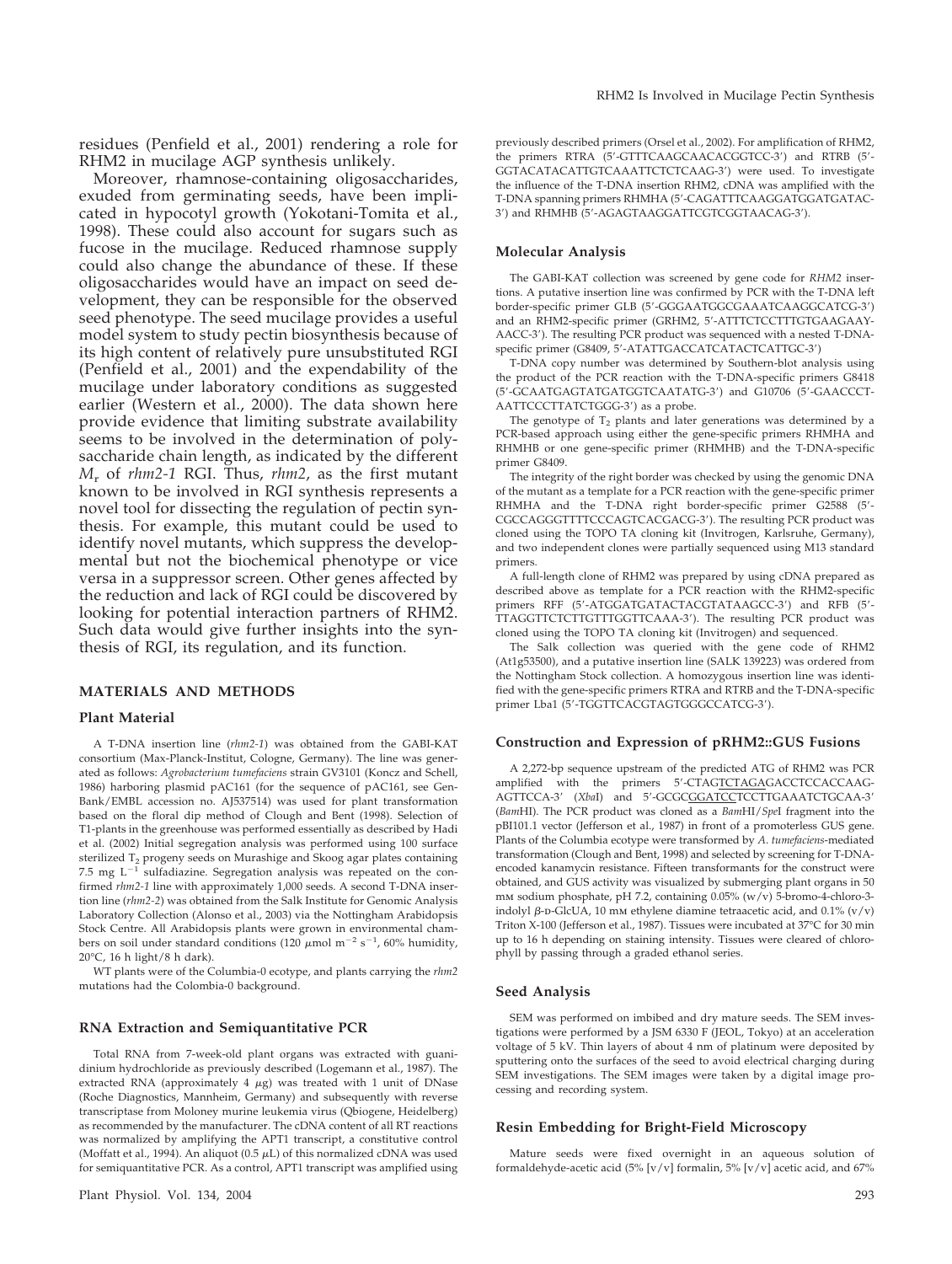residues (Penfield et al., 2001) rendering a role for RHM2 in mucilage AGP synthesis unlikely.

Moreover, rhamnose-containing oligosaccharides, exuded from germinating seeds, have been implicated in hypocotyl growth (Yokotani-Tomita et al., 1998). These could also account for sugars such as fucose in the mucilage. Reduced rhamnose supply could also change the abundance of these. If these oligosaccharides would have an impact on seed development, they can be responsible for the observed seed phenotype. The seed mucilage provides a useful model system to study pectin biosynthesis because of its high content of relatively pure unsubstituted RGI (Penfield et al., 2001) and the expendability of the mucilage under laboratory conditions as suggested earlier (Western et al., 2000). The data shown here provide evidence that limiting substrate availability seems to be involved in the determination of polysaccharide chain length, as indicated by the different $M_r$ of *rhm2-1* RGI. Thus, *rhm2*, as the first mutant known to be involved in RGI synthesis represents a novel tool for dissecting the regulation of pectin synthesis. For example, this mutant could be used to identify novel mutants, which suppress the developmental but not the biochemical phenotype or vice versa in a suppressor screen. Other genes affected by the reduction and lack of RGI could be discovered by looking for potential interaction partners of RHM2. Such data would give further insights into the synthesis of RGI, its regulation, and its function.

## MATERIALS AND METHODS

### Plant Material

A T-DNA insertion line (*rhm2-1*) was obtained from the GABI-KAT consortium (Max-Planck-Institut, Cologne, Germany). The line was generated as follows: *Agrobacterium tumefaciens* strain GV3101 (Koncz and Schell, 1986) harboring plasmid pAC161 (for the sequence of pAC161, see GenBank/EMBL accession no. AJ537514) was used for plant transformation based on the floral dip method of Clough and Bent (1998). Selection of T1-plants in the greenhouse was performed essentially as described by Hadi et al. (2002) Initial segregation analysis was performed using 100 surface sterilized $T_2$ progeny seeds on Murashige and Skoog agar plates containing 7.5 mg $L^{-1}$ sulfadiazine. Segregation analysis was repeated on the confirmed *rhm2-1* line with approximately 1,000 seeds. A second T-DNA insertion line (*rhm2-2*) was obtained from the Salk Institute for Genomic Analysis Laboratory Collection (Alonso et al., 2003) via the Nottingham Arabidopsis Stock Centre. All Arabidopsis plants were grown in environmental chambers on soil under standard conditions (120 $\mu$mol $m^{-2}$ $s^{-1}$, 60% humidity, 20°C, 16 h light/8 h dark).

WT plants were of the Columbia-0 ecotype, and plants carrying the *rhm2* mutations had the Colombia-0 background.

### RNA Extraction and Semiquantitative PCR

Total RNA from 7-week-old plant organs was extracted with guanidinium hydrochloride as previously described (Logemann et al., 1987). The extracted RNA (approximately 4 $\mu$g) was treated with 1 unit of DNase (Roche Diagnostics, Mannheim, Germany) and subsequently with reverse transcriptase from Moloney murine leukemia virus (Qbiogene, Heidelberg) as recommended by the manufacturer. The cDNA content of all RT reactions was normalized by amplifying the APT1 transcript, a constitutive control (Moffatt et al., 1994). An aliquot (0.5 $\mu$L) of this normalized cDNA was used for semiquantitative PCR. As a control, APT1 transcript was amplified using previously described primers (Orsel et al., 2002). For amplification of RHM2, the primers RTRA (5′-GTTTCAAGCAACACGGTCC-3′) and RTRB (5′-GGTACATACATTGTCAAATTCTCTCAAG-3′) were used. To investigate the influence of the T-DNA insertion RHM2, cDNA was amplified with the T-DNA spanning primers RHMHA (5′-CAGATTTCAAGGATGGATGATAC-3′) and RHMHB (5′-AGAGTAAGGATTCGTCGGTAACAG-3′).

### Molecular Analysis

The GABI-KAT collection was screened by gene code for *RHM2* insertions. A putative insertion line was confirmed by PCR with the T-DNA left border-specific primer GLB (5′-GGGAATGGCGAAATCAAGGCATCG-3′) and an RHM2-specific primer (GRHM2, 5′-ATTTCTCCTTTGTGAAGAAYAACC-3′). The resulting PCR product was sequenced with a nested T-DNA-specific primer (G8409, 5′-ATATTGACCATCATACTCATTGC-3′)

T-DNA copy number was determined by Southern-blot analysis using the product of the PCR reaction with the T-DNA-specific primers G8418 (5′-GCAATGAGTATGATGGTCAATATG-3′) and G10706 (5′-GAACCCTAATTCCCTTATCTGGG-3′) as a probe.

The genotype of $T_2$ plants and later generations was determined by a PCR-based approach using either the gene-specific primers RHMHA and RHMHB or one gene-specific primer (RHMHB) and the T-DNA-specific primer G8409.

The integrity of the right border was checked by using the genomic DNA of the mutant as a template for a PCR reaction with the gene-specific primer RHMHA and the T-DNA right border-specific primer G2588 (5′-CGCCAGGGTTTTCCCAGTCACGACG-3′). The resulting PCR product was cloned using the TOPO TA cloning kit (Invitrogen, Karlsruhe, Germany), and two independent clones were partially sequenced using M13 standard primers.

A full-length clone of RHM2 was prepared by using cDNA prepared as described above as template for a PCR reaction with the RHM2-specific primers RFF (5′-ATGGATGATACTACGTATAAGCC-3′) and RFB (5′-TTAGGTTCTCTTGTTTGGTTCAAA-3′). The resulting PCR product was cloned using the TOPO TA cloning kit (Invitrogen) and sequenced.

The Salk collection was queried with the gene code of RHM2 (At1g53500), and a putative insertion line (SALK 139223) was ordered from the Nottingham Stock collection. A homozygous insertion line was identified with the gene-specific primers RTRA and RTRB and the T-DNA-specific primer Lba1 (5′-TGGTTCACGTAGTGGGCCATCG-3′).

### Construction and Expression of pRHM2::GUS Fusions

A 2,272-bp sequence upstream of the predicted ATG of RHM2 was PCR amplified with the primers 5′-CTAGTCTAGAGACCTCCACCAAGAGTTCCA-3′ (*Xba*I) and 5′-GCGCGGATCCTCCTTGAAATCTGCAA-3′ (*Bam*HI). The PCR product was cloned as a *Bam*HI/*Spe*I fragment into the pBI101.1 vector (Jefferson et al., 1987) in front of a promoterless GUS gene. Plants of the Columbia ecotype were transformed by *A. tumefaciens*-mediated transformation (Clough and Bent, 1998) and selected by screening for T-DNA-encoded kanamycin resistance. Fifteen transformants for the construct were obtained, and GUS activity was visualized by submerging plant organs in 50 mM sodium phosphate, pH 7.2, containing 0.05% (w/v) 5-bromo-4-chloro-3-indolyl $\beta$-D-GlcUA, 10 mM ethylene diamine tetraacetic acid, and 0.1% (v/v) Triton X-100 (Jefferson et al., 1987). Tissues were incubated at 37°C for 30 min up to 16 h depending on staining intensity. Tissues were cleared of chlorophyll by passing through a graded ethanol series.

### Seed Analysis

SEM was performed on imbibed and dry mature seeds. The SEM investigations were performed by a JSM 6330 F (JEOL, Tokyo) at an acceleration voltage of 5 kV. Thin layers of about 4 nm of platinum were deposited by sputtering onto the surfaces of the seed to avoid electrical charging during SEM investigations. The SEM images were taken by a digital image processing and recording system.

### Resin Embedding for Bright-Field Microscopy

Mature seeds were fixed overnight in an aqueous solution of formaldehyde-acetic acid (5% [v/v] formalin, 5% [v/v] acetic acid, and 67%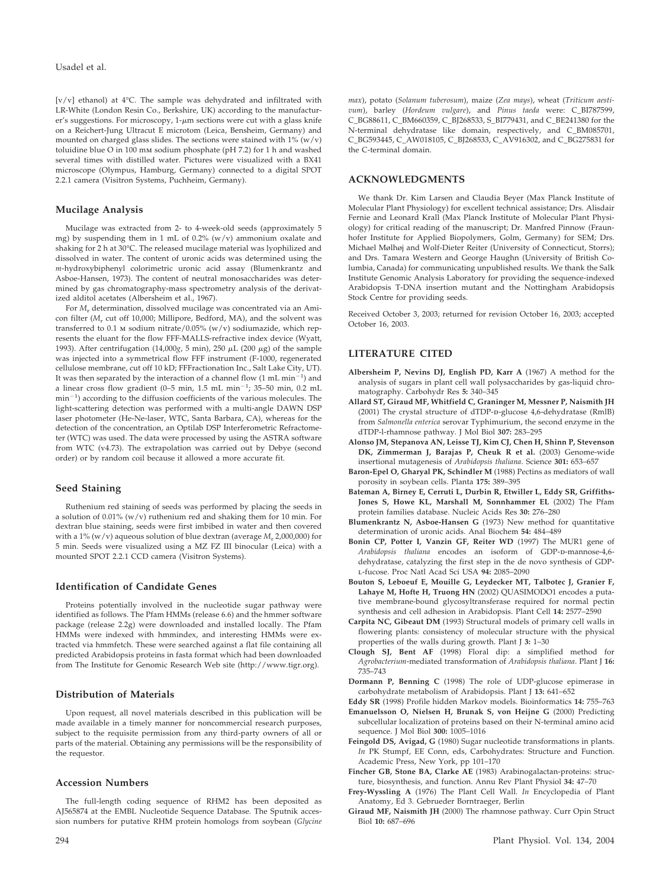[v/v] ethanol) at 4°C. The sample was dehydrated and infiltrated with LR-White (London Resin Co., Berkshire, UK) according to the manufacturer's suggestions. For microscopy, 1-$\mu$m sections were cut with a glass knife on a Reichert-Jung Ultracut E microtom (Leica, Bensheim, Germany) and mounted on charged glass slides. The sections were stained with 1% (w/v) toluidine blue O in 100 mM sodium phosphate (pH 7.2) for 1 h and washed several times with distilled water. Pictures were visualized with a BX41 microscope (Olympus, Hamburg, Germany) connected to a digital SPOT 2.2.1 camera (Visitron Systems, Puchheim, Germany).

## Mucilage Analysis

Mucilage was extracted from 2- to 4-week-old seeds (approximately 5 mg) by suspending them in 1 mL of 0.2% (w/v) ammonium oxalate and shaking for 2 h at 30°C. The released mucilage material was lyophilized and dissolved in water. The content of uronic acids was determined using the *m*-hydroxybiphenyl colorimetric uronic acid assay (Blumenkrantz and Asboe-Hansen, 1973). The content of neutral monosaccharides was determined by gas chromatography-mass spectrometry analysis of the derivatized alditol acetates (Albersheim et al., 1967).

For $M_r$ determination, dissolved mucilage was concentrated via an Amicon filter ($M_r$ cut off 10,000; Millipore, Bedford, MA), and the solvent was transferred to 0.1 M sodium nitrate/0.05% (w/v) sodiumazide, which represents the eluant for the flow FFF-MALLS-refractive index device (Wyatt, 1993). After centrifugation (14,000$g$, 5 min), 250 $\mu$L (200 $\mu$g) of the sample was injected into a symmetrical flow FFF instrument (F-1000, regenerated cellulose membrane, cut off 10 kD; FFFractionation Inc., Salt Lake City, UT). It was then separated by the interaction of a channel flow (1 mL min$^{-1}$) and a linear cross flow gradient (0–5 min, 1.5 mL min$^{-1}$; 35–50 min, 0.2 mL min$^{-1}$) according to the diffusion coefficients of the various molecules. The light-scattering detection was performed with a multi-angle DAWN DSP laser photometer (He-Ne-laser, WTC, Santa Barbara, CA), whereas for the detection of the concentration, an Optilab DSP Interferometric Refractometer (WTC) was used. The data were processed by using the ASTRA software from WTC (v4.73). The extrapolation was carried out by Debye (second order) or by random coil because it allowed a more accurate fit.

## Seed Staining

Ruthenium red staining of seeds was performed by placing the seeds in a solution of 0.01% (w/v) ruthenium red and shaking them for 10 min. For dextran blue staining, seeds were first imbibed in water and then covered with a 1% (w/v) aqueous solution of blue dextran (average $M_r$ 2,000,000) for 5 min. Seeds were visualized using a MZ FZ III binocular (Leica) with a mounted SPOT 2.2.1 CCD camera (Visitron Systems).

## Identification of Candidate Genes

Proteins potentially involved in the nucleotide sugar pathway were identified as follows. The Pfam HMMs (release 6.6) and the hmmer software package (release 2.2g) were downloaded and installed locally. The Pfam HMMs were indexed with hmmindex, and interesting HMMs were extracted via hmmfetch. These were searched against a flat file containing all predicted Arabidopsis proteins in fasta format which had been downloaded from The Institute for Genomic Research Web site (http://www.tigr.org).

## Distribution of Materials

Upon request, all novel materials described in this publication will be made available in a timely manner for noncommercial research purposes, subject to the requisite permission from any third-party owners of all or parts of the material. Obtaining any permissions will be the responsibility of the requestor.

## Accession Numbers

The full-length coding sequence of RHM2 has been deposited as AJ565874 at the EMBL Nucleotide Sequence Database. The Sputnik accession numbers for putative RHM protein homologs from soybean (*Glycine max*), potato (*Solanum tuberosum*), maize (*Zea mays*), wheat (*Triticum aestivum*), barley (*Hordeum vulgare*), and *Pinus taeda* were: C_BI787599, C_BG88611, C_BM660359, C_BJ268533, S_BI779431, and C_BE241380 for the N-terminal dehydratase like domain, respectively, and C_BM085701, C_BG593445, C_AW018105, C_BJ268533, C_AV916302, and C_BG275831 for the C-terminal domain.

## ACKNOWLEDGMENTS

We thank Dr. Kim Larsen and Claudia Beyer (Max Planck Institute of Molecular Plant Physiology) for excellent technical assistance; Drs. Alisdair Fernie and Leonard Krall (Max Planck Institute of Molecular Plant Physiology) for critical reading of the manuscript; Dr. Manfred Pinnow (Fraunhofer Institute for Applied Biopolymers, Golm, Germany) for SEM; Drs. Michael Mølhøj and Wolf-Dieter Reiter (University of Connecticut, Storrs); and Drs. Tamara Western and George Haughn (University of British Columbia, Canada) for communicating unpublished results. We thank the Salk Institute Genomic Analysis Laboratory for providing the sequence-indexed Arabidopsis T-DNA insertion mutant and the Nottingham Arabidopsis Stock Centre for providing seeds.

Received October 3, 2003; returned for revision October 16, 2003; accepted October 16, 2003.

## LITERATURE CITED

**Albersheim P, Nevins DJ, English PD, Karr A** (1967) A method for the analysis of sugars in plant cell wall polysaccharides by gas-liquid chromatography. Carbohydr Res **5:** 340–345

**Allard ST, Giraud MF, Whitfield C, Graninger M, Messner P, Naismith JH** (2001) The crystal structure of dTDP-D-glucose 4,6-dehydratase (RmlB) from *Salmonella enterica* serovar Typhimurium, the second enzyme in the dTDP-l-rhamnose pathway. J Mol Biol **307:** 283–295

**Alonso JM, Stepanova AN, Leisse TJ, Kim CJ, Chen H, Shinn P, Stevenson DK, Zimmerman J, Barajas P, Cheuk R et al.** (2003) Genome-wide insertional mutagenesis of *Arabidopsis thaliana*. Science **301:** 653–657

**Baron-Epel O, Gharyal PK, Schindler M** (1988) Pectins as mediators of wall porosity in soybean cells. Planta **175:** 389–395

**Bateman A, Birney E, Cerruti L, Durbin R, Etwiller L, Eddy SR, Griffiths-Jones S, Howe KL, Marshall M, Sonnhammer EL** (2002) The Pfam protein families database. Nucleic Acids Res **30:** 276–280

**Blumenkrantz N, Asboe-Hansen G** (1973) New method for quantitative determination of uronic acids. Anal Biochem **54:** 484–489

**Bonin CP, Potter I, Vanzin GF, Reiter WD** (1997) The MUR1 gene of *Arabidopsis thaliana* encodes an isoform of GDP-D-mannose-4,6-dehydratase, catalyzing the first step in the de novo synthesis of GDP-L-fucose. Proc Natl Acad Sci USA **94:** 2085–2090

**Bouton S, Leboeuf E, Mouille G, Leydecker MT, Talbotec J, Granier F, Lahaye M, Hofte H, Truong HN** (2002) QUASIMODO1 encodes a putative membrane-bound glycosyltransferase required for normal pectin synthesis and cell adhesion in Arabidopsis. Plant Cell **14:** 2577–2590

**Carpita NC, Gibeaut DM** (1993) Structural models of primary cell walls in flowering plants: consistency of molecular structure with the physical properties of the walls during growth. Plant J **3:** 1–30

**Clough SJ, Bent AF** (1998) Floral dip: a simplified method for *Agrobacterium*-mediated transformation of *Arabidopsis thaliana*. Plant J **16:** 735–743

**Dormann P, Benning C** (1998) The role of UDP-glucose epimerase in carbohydrate metabolism of Arabidopsis. Plant J **13:** 641–652

**Eddy SR** (1998) Profile hidden Markov models. Bioinformatics **14:** 755–763

**Emanuelsson O, Nielsen H, Brunak S, von Heijne G** (2000) Predicting subcellular localization of proteins based on their N-terminal amino acid sequence. J Mol Biol **300:** 1005–1016

**Feingold DS, Avigad, G** (1980) Sugar nucleotide transformations in plants. *In* PK Stumpf, EE Conn, eds, Carbohydrates: Structure and Function. Academic Press, New York, pp 101–170

**Fincher GB, Stone BA, Clarke AE** (1983) Arabinogalactan-proteins: structure, biosynthesis, and function. Annu Rev Plant Physiol **34:** 47–70

**Frey-Wyssling A** (1976) The Plant Cell Wall. *In* Encyclopedia of Plant Anatomy, Ed 3. Gebrueder Borntraeger, Berlin

**Giraud MF, Naismith JH** (2000) The rhamnose pathway. Curr Opin Struct Biol **10:** 687–696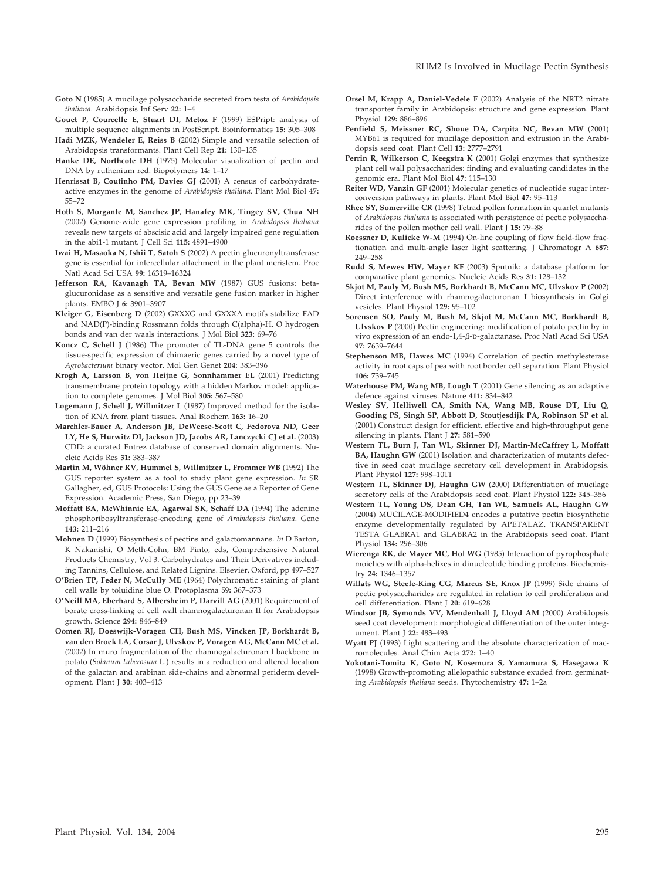**Goto N** (1985) A mucilage polysaccharide secreted from testa of *Arabidopsis thaliana*. Arabidopsis Inf Serv **22:** 1–4

**Gouet P, Courcelle E, Stuart DI, Metoz F** (1999) ESPript: analysis of multiple sequence alignments in PostScript. Bioinformatics **15:** 305–308

**Hadi MZK, Wendeler E, Reiss B** (2002) Simple and versatile selection of Arabidopsis transformants. Plant Cell Rep **21:** 130–135

**Hanke DE, Northcote DH** (1975) Molecular visualization of pectin and DNA by ruthenium red. Biopolymers **14:** 1–17

**Henrissat B, Coutinho PM, Davies GJ** (2001) A census of carbohydrate-active enzymes in the genome of *Arabidopsis thaliana*. Plant Mol Biol **47:** 55–72

**Hoth S, Morgante M, Sanchez JP, Hanafey MK, Tingey SV, Chua NH** (2002) Genome-wide gene expression profiling in *Arabidopsis thaliana* reveals new targets of abscisic acid and largely impaired gene regulation in the abi1-1 mutant. J Cell Sci **115:** 4891–4900

**Iwai H, Masaoka N, Ishii T, Satoh S** (2002) A pectin glucuronyltransferase gene is essential for intercellular attachment in the plant meristem. Proc Natl Acad Sci USA **99:** 16319–16324

**Jefferson RA, Kavanagh TA, Bevan MW** (1987) GUS fusions: beta-glucuronidase as a sensitive and versatile gene fusion marker in higher plants. EMBO J **6:** 3901–3907

**Kleiger G, Eisenberg D** (2002) GXXXG and GXXXA motifs stabilize FAD and NAD(P)-binding Rossmann folds through C(alpha)-H. O hydrogen bonds and van der waals interactions. J Mol Biol **323:** 69–76

**Koncz C, Schell J** (1986) The promoter of TL-DNA gene 5 controls the tissue-specific expression of chimaeric genes carried by a novel type of *Agrobacterium* binary vector. Mol Gen Genet **204:** 383–396

**Krogh A, Larsson B, von Heijne G, Sonnhammer EL** (2001) Predicting transmembrane protein topology with a hidden Markov model: application to complete genomes. J Mol Biol **305:** 567–580

**Logemann J, Schell J, Willmitzer L** (1987) Improved method for the isolation of RNA from plant tissues. Anal Biochem **163:** 16–20

**Marchler-Bauer A, Anderson JB, DeWeese-Scott C, Fedorova ND, Geer LY, He S, Hurwitz DI, Jackson JD, Jacobs AR, Lanczycki CJ et al.** (2003) CDD: a curated Entrez database of conserved domain alignments. Nucleic Acids Res **31:** 383–387

**Martin M, Wöhner RV, Hummel S, Willmitzer L, Frommer WB** (1992) The GUS reporter system as a tool to study plant gene expression. *In* SR Gallagher, ed, GUS Protocols: Using the GUS Gene as a Reporter of Gene Expression. Academic Press, San Diego, pp 23–39

**Moffatt BA, McWhinnie EA, Agarwal SK, Schaff DA** (1994) The adenine phosphoribosyltransferase-encoding gene of *Arabidopsis thaliana*. Gene **143:** 211–216

**Mohnen D** (1999) Biosynthesis of pectins and galactomannans. *In* D Barton, K Nakanishi, O Meth-Cohn, BM Pinto, eds, Comprehensive Natural Products Chemistry, Vol 3. Carbohydrates and Their Derivatives including Tannins, Cellulose, and Related Lignins. Elsevier, Oxford, pp 497–527

**O'Brien TP, Feder N, McCully ME** (1964) Polychromatic staining of plant cell walls by toluidine blue O. Protoplasma **59:** 367–373

**O'Neill MA, Eberhard S, Albersheim P, Darvill AG** (2001) Requirement of borate cross-linking of cell wall rhamnogalacturonan II for Arabidopsis growth. Science **294:** 846–849

**Oomen RJ, Doeswijk-Voragen CH, Bush MS, Vincken JP, Borkhardt B, van den Broek LA, Corsar J, Ulvskov P, Voragen AG, McCann MC et al.** (2002) In muro fragmentation of the rhamnogalacturonan I backbone in potato (*Solanum tuberosum* L.) results in a reduction and altered location of the galactan and arabinan side-chains and abnormal periderm development. Plant J **30:** 403–413

**Orsel M, Krapp A, Daniel-Vedele F** (2002) Analysis of the NRT2 nitrate transporter family in Arabidopsis: structure and gene expression. Plant Physiol **129:** 886–896

**Penfield S, Meissner RC, Shoue DA, Carpita NC, Bevan MW** (2001) MYB61 is required for mucilage deposition and extrusion in the Arabidopsis seed coat. Plant Cell **13:** 2777–2791

**Perrin R, Wilkerson C, Keegstra K** (2001) Golgi enzymes that synthesize plant cell wall polysaccharides: finding and evaluating candidates in the genomic era. Plant Mol Biol **47:** 115–130

**Reiter WD, Vanzin GF** (2001) Molecular genetics of nucleotide sugar interconversion pathways in plants. Plant Mol Biol **47:** 95–113

**Rhee SY, Somerville CR** (1998) Tetrad pollen formation in quartet mutants of *Arabidopsis thaliana* is associated with persistence of pectic polysaccharides of the pollen mother cell wall. Plant J **15:** 79–88

**Roessner D, Kulicke W-M** (1994) On-line coupling of flow field-flow fractionation and multi-angle laser light scattering. J Chromatogr A **687:** 249–258

**Rudd S, Mewes HW, Mayer KF** (2003) Sputnik: a database platform for comparative plant genomics. Nucleic Acids Res **31:** 128–132

**Skjot M, Pauly M, Bush MS, Borkhardt B, McCann MC, Ulvskov P** (2002) Direct interference with rhamnogalacturonan I biosynthesis in Golgi vesicles. Plant Physiol **129:** 95–102

**Sorensen SO, Pauly M, Bush M, Skjot M, McCann MC, Borkhardt B, Ulvskov P** (2000) Pectin engineering: modification of potato pectin by in vivo expression of an endo-1,4-β-D-galactanase. Proc Natl Acad Sci USA **97:** 7639–7644

**Stephenson MB, Hawes MC** (1994) Correlation of pectin methylesterase activity in root caps of pea with root border cell separation. Plant Physiol **106:** 739–745

**Waterhouse PM, Wang MB, Lough T** (2001) Gene silencing as an adaptive defence against viruses. Nature **411:** 834–842

**Wesley SV, Helliwell CA, Smith NA, Wang MB, Rouse DT, Liu Q, Gooding PS, Singh SP, Abbott D, Stoutjesdijk PA, Robinson SP et al.** (2001) Construct design for efficient, effective and high-throughput gene silencing in plants. Plant J **27:** 581–590

**Western TL, Burn J, Tan WL, Skinner DJ, Martin-McCaffrey L, Moffatt BA, Haughn GW** (2001) Isolation and characterization of mutants defective in seed coat mucilage secretory cell development in Arabidopsis. Plant Physiol **127:** 998–1011

**Western TL, Skinner DJ, Haughn GW** (2000) Differentiation of mucilage secretory cells of the Arabidopsis seed coat. Plant Physiol **122:** 345–356

**Western TL, Young DS, Dean GH, Tan WL, Samuels AL, Haughn GW** (2004) MUCILAGE-MODIFIED4 encodes a putative pectin biosynthetic enzyme developmentally regulated by APETALA2, TRANSPARENT TESTA GLABRA1 and GLABRA2 in the Arabidopsis seed coat. Plant Physiol **134:** 296–306

**Wierenga RK, de Mayer MC, Hol WG** (1985) Interaction of pyrophosphate moieties with alpha-helixes in dinucleotide binding proteins. Biochemistry **24:** 1346–1357

**Willats WG, Steele-King CG, Marcus SE, Knox JP** (1999) Side chains of pectic polysaccharides are regulated in relation to cell proliferation and cell differentiation. Plant J **20:** 619–628

**Windsor JB, Symonds VV, Mendenhall J, Lloyd AM** (2000) Arabidopsis seed coat development: morphological differentiation of the outer integument. Plant J **22:** 483–493

**Wyatt PJ** (1993) Light scattering and the absolute characterization of macromolecules. Anal Chim Acta **272:** 1–40

**Yokotani-Tomita K, Goto N, Kosemura S, Yamamura S, Hasegawa K** (1998) Growth-promoting allelopathic substance exuded from germinating *Arabidopsis thaliana* seeds. Phytochemistry **47:** 1–2a